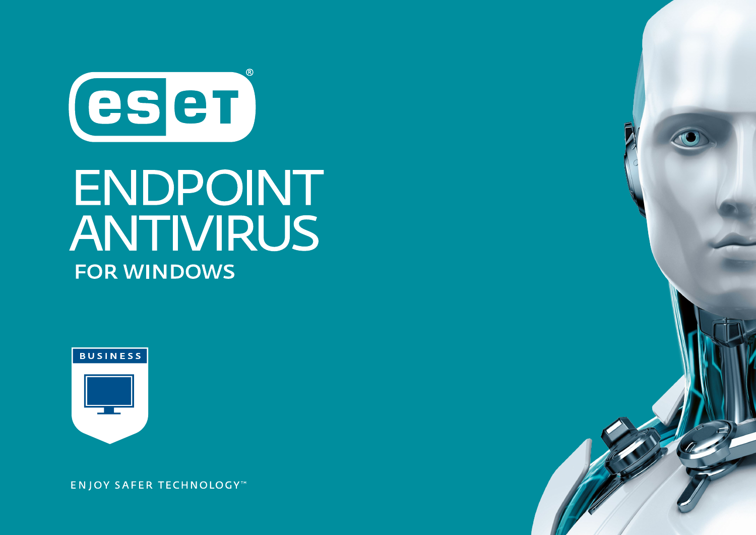ESET®

# ENDPOINT ANTIVIRUS

## FOR WINDOWS

BUSINESS

ENJOY SAFER TECHNOLOGY™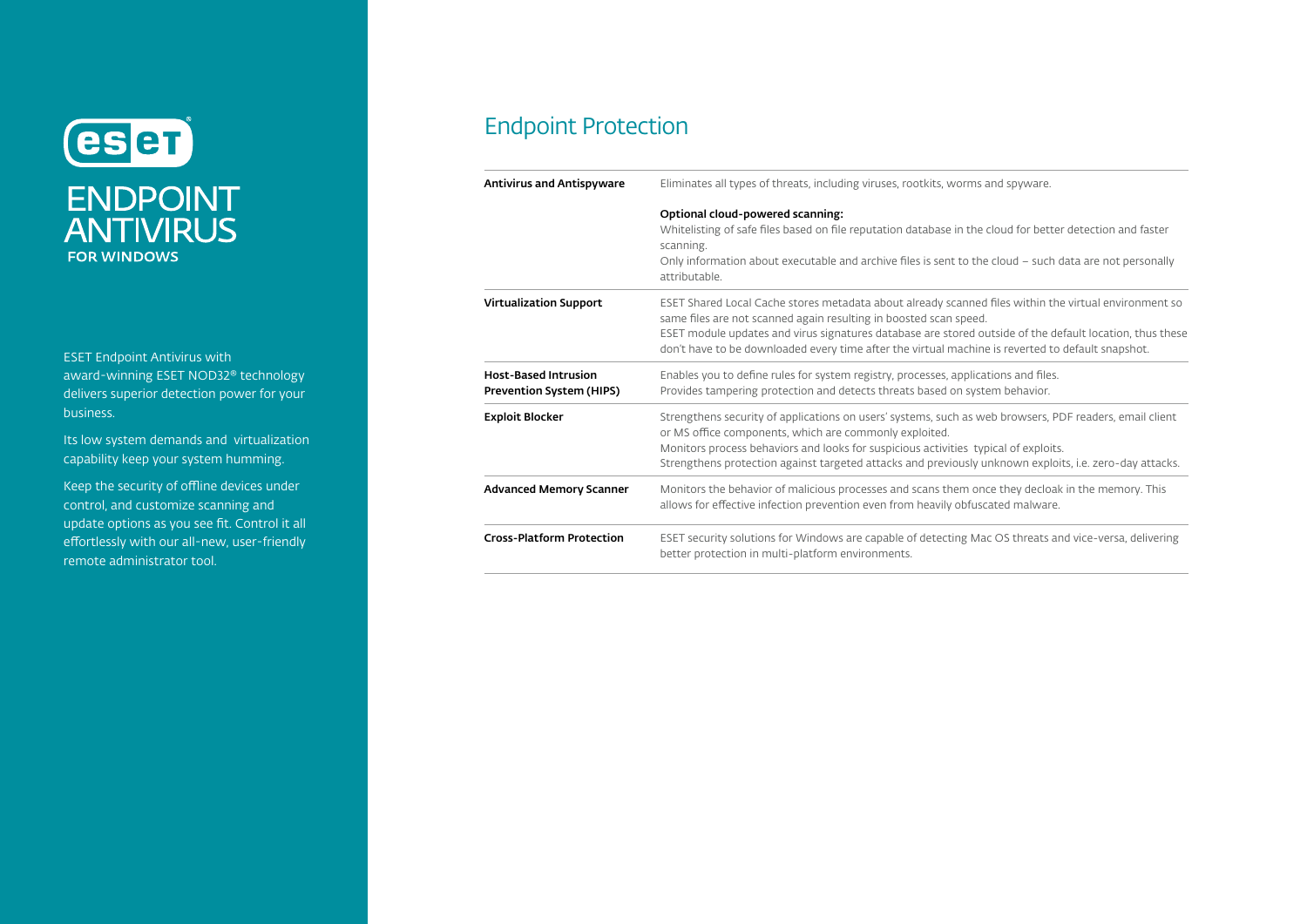# ESET ENDPOINT ANTIVIRUS FOR WINDOWS

ESET Endpoint Antivirus with award-winning ESET NOD32® technology delivers superior detection power for your business.

Its low system demands and virtualization capability keep your system humming.

Keep the security of offline devices under control, and customize scanning and update options as you see fit. Control it all effortlessly with our all-new, user-friendly remote administrator tool.

## Endpoint Protection

| | |
|---|---|
| **Antivirus and Antispyware** | Eliminates all types of threats, including viruses, rootkits, worms and spyware.<br><br>**Optional cloud-powered scanning:**<br>Whitelisting of safe files based on file reputation database in the cloud for better detection and faster scanning.<br>Only information about executable and archive files is sent to the cloud – such data are not personally attributable. |
| **Virtualization Support** | ESET Shared Local Cache stores metadata about already scanned files within the virtual environment so same files are not scanned again resulting in boosted scan speed.<br>ESET module updates and virus signatures database are stored outside of the default location, thus these don't have to be downloaded every time after the virtual machine is reverted to default snapshot. |
| **Host-Based Intrusion Prevention System (HIPS)** | Enables you to define rules for system registry, processes, applications and files.<br>Provides tampering protection and detects threats based on system behavior. |
| **Exploit Blocker** | Strengthens security of applications on users' systems, such as web browsers, PDF readers, email client or MS office components, which are commonly exploited.<br>Monitors process behaviors and looks for suspicious activities typical of exploits.<br>Strengthens protection against targeted attacks and previously unknown exploits, i.e. zero-day attacks. |
| **Advanced Memory Scanner** | Monitors the behavior of malicious processes and scans them once they decloak in the memory. This allows for effective infection prevention even from heavily obfuscated malware. |
| **Cross-Platform Protection** | ESET security solutions for Windows are capable of detecting Mac OS threats and vice-versa, delivering better protection in multi-platform environments. |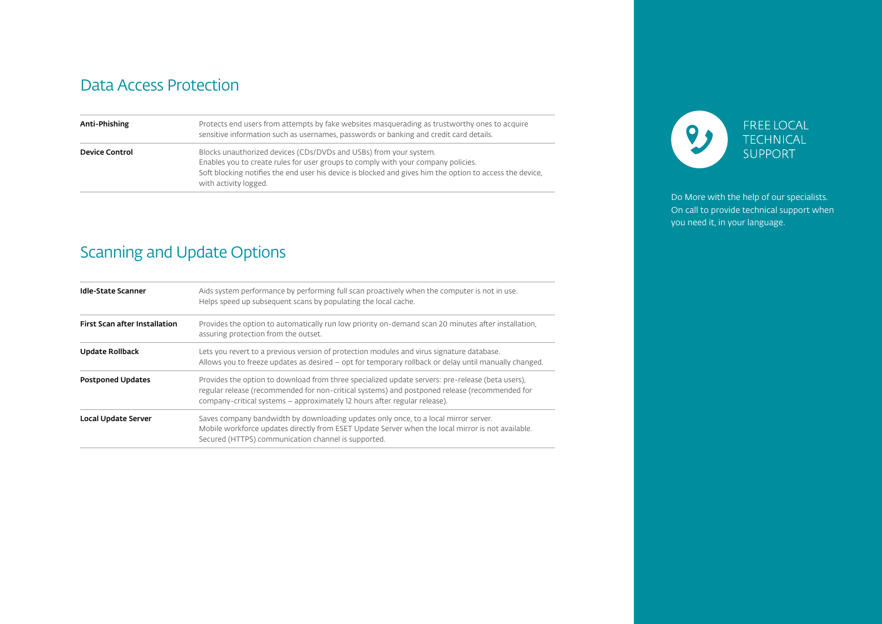## Data Access Protection

| | |
|---|---|
| **Anti-Phishing** | Protects end users from attempts by fake websites masquerading as trustworthy ones to acquire sensitive information such as usernames, passwords or banking and credit card details. |
| **Device Control** | Blocks unauthorized devices (CDs/DVDs and USBs) from your system.<br>Enables you to create rules for user groups to comply with your company policies.<br>Soft blocking notifies the end user his device is blocked and gives him the option to access the device, with activity logged. |

## Scanning and Update Options

| | |
|---|---|
| **Idle-State Scanner** | Aids system performance by performing full scan proactively when the computer is not in use.<br>Helps speed up subsequent scans by populating the local cache. |
| **First Scan after Installation** | Provides the option to automatically run low priority on-demand scan 20 minutes after installation, assuring protection from the outset. |
| **Update Rollback** | Lets you revert to a previous version of protection modules and virus signature database.<br>Allows you to freeze updates as desired – opt for temporary rollback or delay until manually changed. |
| **Postponed Updates** | Provides the option to download from three specialized update servers: pre-release (beta users), regular release (recommended for non-critical systems) and postponed release (recommended for company-critical systems – approximately 12 hours after regular release). |
| **Local Update Server** | Saves company bandwidth by downloading updates only once, to a local mirror server.<br>Mobile workforce updates directly from ESET Update Server when the local mirror is not available.<br>Secured (HTTPS) communication channel is supported. |

## FREE LOCAL TECHNICAL SUPPORT

Do More with the help of our specialists. On call to provide technical support when you need it, in your language.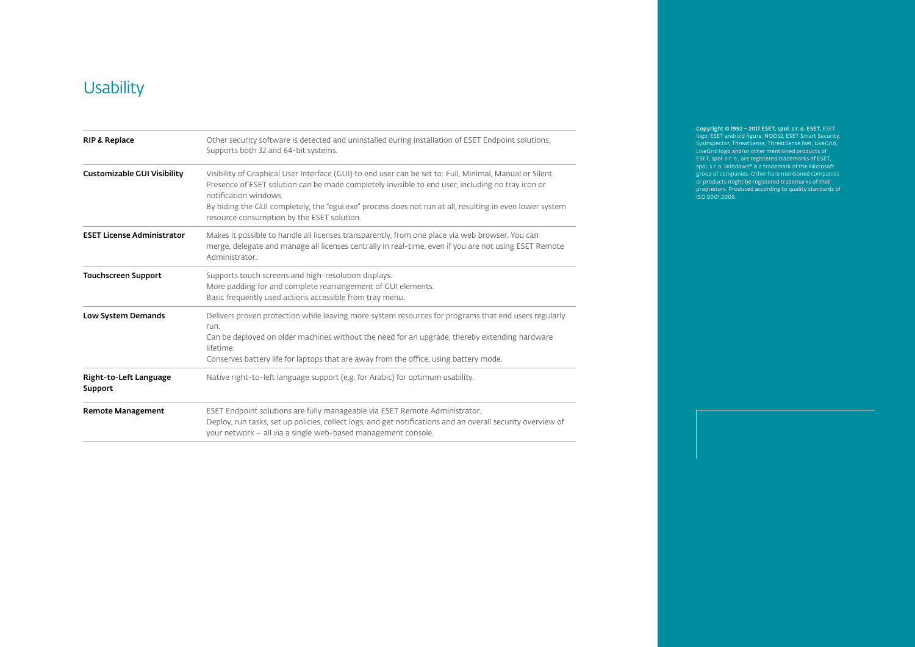## Usability

| | |
|---|---|
| **RIP & Replace** | Other security software is detected and uninstalled during installation of ESET Endpoint solutions. Supports both 32 and 64-bit systems. |
| **Customizable GUI Visibility** | Visibility of Graphical User Interface (GUI) to end user can be set to: Full, Minimal, Manual or Silent. Presence of ESET solution can be made completely invisible to end user, including no tray icon or notification windows. By hiding the GUI completely, the "egui.exe" process does not run at all, resulting in even lower system resource consumption by the ESET solution. |
| **ESET License Administrator** | Makes it possible to handle all licenses transparently, from one place via web browser. You can merge, delegate and manage all licenses centrally in real-time, even if you are not using ESET Remote Administrator. |
| **Touchscreen Support** | Supports touch screens and high-resolution displays. More padding for and complete rearrangement of GUI elements. Basic frequently used actions accessible from tray menu. |
| **Low System Demands** | Delivers proven protection while leaving more system resources for programs that end users regularly run. Can be deployed on older machines without the need for an upgrade, thereby extending hardware lifetime. Conserves battery life for laptops that are away from the office, using battery mode. |
| **Right-to-Left Language Support** | Native right-to-left language support (e.g. for Arabic) for optimum usability. |
| **Remote Management** | ESET Endpoint solutions are fully manageable via ESET Remote Administrator. Deploy, run tasks, set up policies, collect logs, and get notifications and an overall security overview of your network – all via a single web-based management console. |

**Copyright © 1992 – 2017 ESET, spol. s r. o. ESET,** ESET logo, ESET android figure, NOD32, ESET Smart Security, SysInspector, ThreatSense, ThreatSense.Net, LiveGrid, LiveGrid logo and/or other mentioned products of ESET, spol. s r. o., are registered trademarks of ESET, spol. s r. o. Windows® is a trademark of the Microsoft group of companies. Other here mentioned companies or products might be registered trademarks of their proprietors. Produced according to quality standards of ISO 9001:2008.